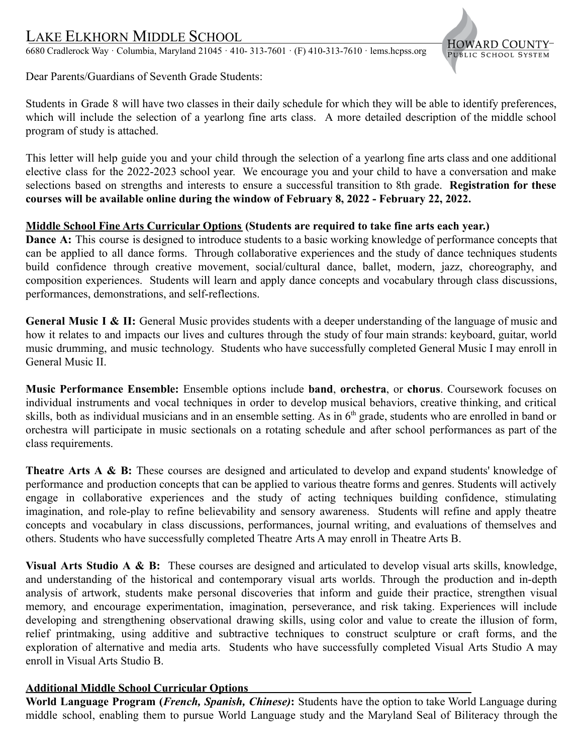# Lake Elkhorn Middle School

6680 Cradlerock Way · Columbia, Maryland 21045 · 410- 313-7601 · (F) 410-313-7610 · lems.hcpss.org

Howard County Public School System

Dear Parents/Guardians of Seventh Grade Students:

Students in Grade 8 will have two classes in their daily schedule for which they will be able to identify preferences, which will include the selection of a yearlong fine arts class. A more detailed description of the middle school program of study is attached.

This letter will help guide you and your child through the selection of a yearlong fine arts class and one additional elective class for the 2022-2023 school year. We encourage you and your child to have a conversation and make selections based on strengths and interests to ensure a successful transition to 8th grade. **Registration for these courses will be available online during the window of February 8, 2022 - February 22, 2022.**

**Middle School Fine Arts Curricular Options (Students are required to take fine arts each year.)**

**Dance A:** This course is designed to introduce students to a basic working knowledge of performance concepts that can be applied to all dance forms. Through collaborative experiences and the study of dance techniques students build confidence through creative movement, social/cultural dance, ballet, modern, jazz, choreography, and composition experiences. Students will learn and apply dance concepts and vocabulary through class discussions, performances, demonstrations, and self-reflections.

**General Music I & II:** General Music provides students with a deeper understanding of the language of music and how it relates to and impacts our lives and cultures through the study of four main strands: keyboard, guitar, world music drumming, and music technology. Students who have successfully completed General Music I may enroll in General Music II.

**Music Performance Ensemble:** Ensemble options include **band**, **orchestra**, or **chorus**. Coursework focuses on individual instruments and vocal techniques in order to develop musical behaviors, creative thinking, and critical skills, both as individual musicians and in an ensemble setting. As in 6th grade, students who are enrolled in band or orchestra will participate in music sectionals on a rotating schedule and after school performances as part of the class requirements.

**Theatre Arts A & B:** These courses are designed and articulated to develop and expand students' knowledge of performance and production concepts that can be applied to various theatre forms and genres. Students will actively engage in collaborative experiences and the study of acting techniques building confidence, stimulating imagination, and role-play to refine believability and sensory awareness. Students will refine and apply theatre concepts and vocabulary in class discussions, performances, journal writing, and evaluations of themselves and others. Students who have successfully completed Theatre Arts A may enroll in Theatre Arts B.

**Visual Arts Studio A & B:** These courses are designed and articulated to develop visual arts skills, knowledge, and understanding of the historical and contemporary visual arts worlds. Through the production and in-depth analysis of artwork, students make personal discoveries that inform and guide their practice, strengthen visual memory, and encourage experimentation, imagination, perseverance, and risk taking. Experiences will include developing and strengthening observational drawing skills, using color and value to create the illusion of form, relief printmaking, using additive and subtractive techniques to construct sculpture or craft forms, and the exploration of alternative and media arts. Students who have successfully completed Visual Arts Studio A may enroll in Visual Arts Studio B.

**Additional Middle School Curricular Options**

**World Language Program (*French, Spanish, Chinese*):** Students have the option to take World Language during middle school, enabling them to pursue World Language study and the Maryland Seal of Biliteracy through the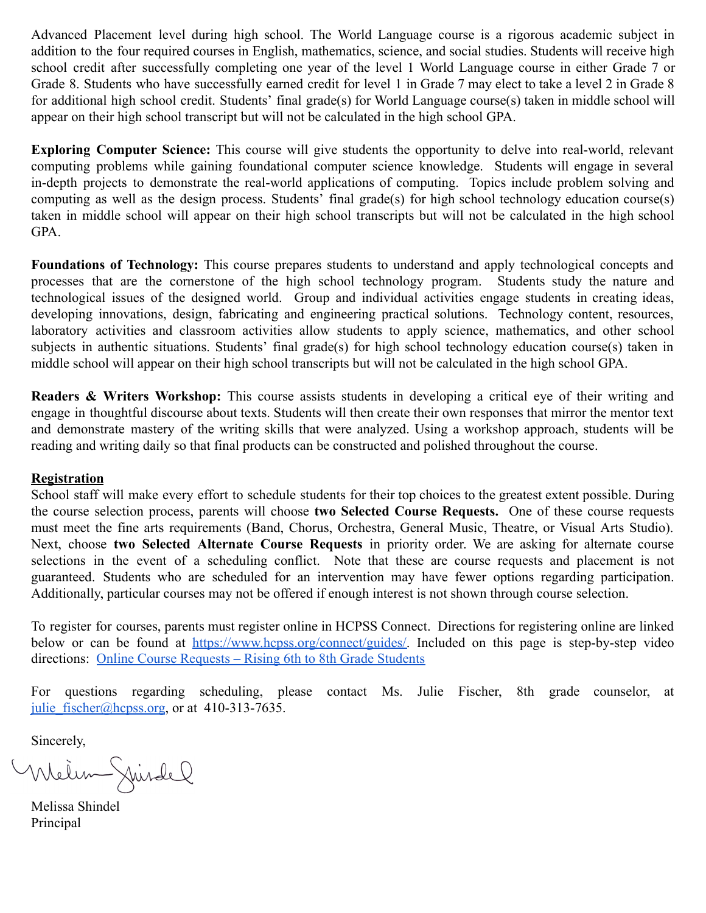Advanced Placement level during high school. The World Language course is a rigorous academic subject in addition to the four required courses in English, mathematics, science, and social studies. Students will receive high school credit after successfully completing one year of the level 1 World Language course in either Grade 7 or Grade 8. Students who have successfully earned credit for level 1 in Grade 7 may elect to take a level 2 in Grade 8 for additional high school credit. Students' final grade(s) for World Language course(s) taken in middle school will appear on their high school transcript but will not be calculated in the high school GPA.

**Exploring Computer Science:** This course will give students the opportunity to delve into real-world, relevant computing problems while gaining foundational computer science knowledge. Students will engage in several in-depth projects to demonstrate the real-world applications of computing. Topics include problem solving and computing as well as the design process. Students' final grade(s) for high school technology education course(s) taken in middle school will appear on their high school transcripts but will not be calculated in the high school GPA.

**Foundations of Technology:** This course prepares students to understand and apply technological concepts and processes that are the cornerstone of the high school technology program. Students study the nature and technological issues of the designed world. Group and individual activities engage students in creating ideas, developing innovations, design, fabricating and engineering practical solutions. Technology content, resources, laboratory activities and classroom activities allow students to apply science, mathematics, and other school subjects in authentic situations. Students' final grade(s) for high school technology education course(s) taken in middle school will appear on their high school transcripts but will not be calculated in the high school GPA.

**Readers & Writers Workshop:** This course assists students in developing a critical eye of their writing and engage in thoughtful discourse about texts. Students will then create their own responses that mirror the mentor text and demonstrate mastery of the writing skills that were analyzed. Using a workshop approach, students will be reading and writing daily so that final products can be constructed and polished throughout the course.

## Registration

School staff will make every effort to schedule students for their top choices to the greatest extent possible. During the course selection process, parents will choose **two Selected Course Requests.** One of these course requests must meet the fine arts requirements (Band, Chorus, Orchestra, General Music, Theatre, or Visual Arts Studio). Next, choose **two Selected Alternate Course Requests** in priority order. We are asking for alternate course selections in the event of a scheduling conflict. Note that these are course requests and placement is not guaranteed. Students who are scheduled for an intervention may have fewer options regarding participation. Additionally, particular courses may not be offered if enough interest is not shown through course selection.

To register for courses, parents must register online in HCPSS Connect. Directions for registering online are linked below or can be found at https://www.hcpss.org/connect/guides/. Included on this page is step-by-step video directions: Online Course Requests – Rising 6th to 8th Grade Students

For questions regarding scheduling, please contact Ms. Julie Fischer, 8th grade counselor, at julie_fischer@hcpss.org, or at 410-313-7635.

Sincerely,

Melissa Shindel
Principal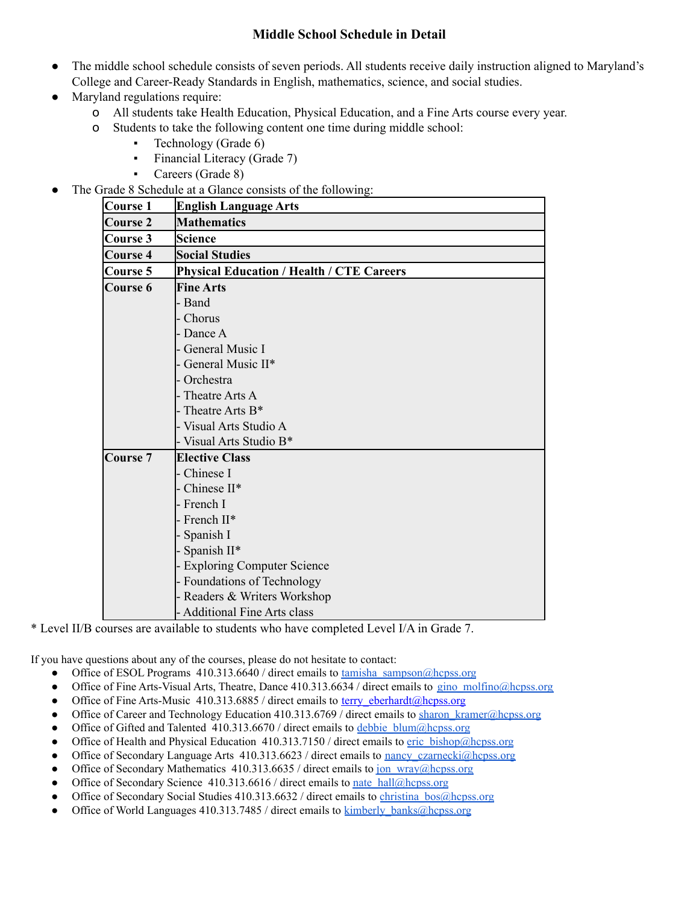# Middle School Schedule in Detail

- The middle school schedule consists of seven periods. All students receive daily instruction aligned to Maryland's College and Career-Ready Standards in English, mathematics, science, and social studies.
- Maryland regulations require:
  - All students take Health Education, Physical Education, and a Fine Arts course every year.
  - Students to take the following content one time during middle school:
    - Technology (Grade 6)
    - Financial Literacy (Grade 7)
    - Careers (Grade 8)
- The Grade 8 Schedule at a Glance consists of the following:

| | |
|---|---|
| **Course 1** | **English Language Arts** |
| **Course 2** | **Mathematics** |
| **Course 3** | **Science** |
| **Course 4** | **Social Studies** |
| **Course 5** | **Physical Education / Health / CTE Careers** |
| **Course 6** | **Fine Arts**<br>- Band<br>- Chorus<br>- Dance A<br>- General Music I<br>- General Music II*<br>- Orchestra<br>- Theatre Arts A<br>- Theatre Arts B*<br>- Visual Arts Studio A<br>- Visual Arts Studio B* |
| **Course 7** | **Elective Class**<br>- Chinese I<br>- Chinese II*<br>- French I<br>- French II*<br>- Spanish I<br>- Spanish II*<br>- Exploring Computer Science<br>- Foundations of Technology<br>- Readers & Writers Workshop<br>- Additional Fine Arts class |

* Level II/B courses are available to students who have completed Level I/A in Grade 7.

If you have questions about any of the courses, please do not hesitate to contact:

- Office of ESOL Programs 410.313.6640 / direct emails to tamisha_sampson@hcpss.org
- Office of Fine Arts-Visual Arts, Theatre, Dance 410.313.6634 / direct emails to gino_molfino@hcpss.org
- Office of Fine Arts-Music 410.313.6885 / direct emails to terry_eberhardt@hcpss.org
- Office of Career and Technology Education 410.313.6769 / direct emails to sharon_kramer@hcpss.org
- Office of Gifted and Talented 410.313.6670 / direct emails to debbie_blum@hcpss.org
- Office of Health and Physical Education 410.313.7150 / direct emails to eric_bishop@hcpss.org
- Office of Secondary Language Arts 410.313.6623 / direct emails to nancy_czarnecki@hcpss.org
- Office of Secondary Mathematics 410.313.6635 / direct emails to jon_wray@hcpss.org
- Office of Secondary Science 410.313.6616 / direct emails to nate_hall@hcpss.org
- Office of Secondary Social Studies 410.313.6632 / direct emails to christina_bos@hcpss.org
- Office of World Languages 410.313.7485 / direct emails to kimberly_banks@hcpss.org